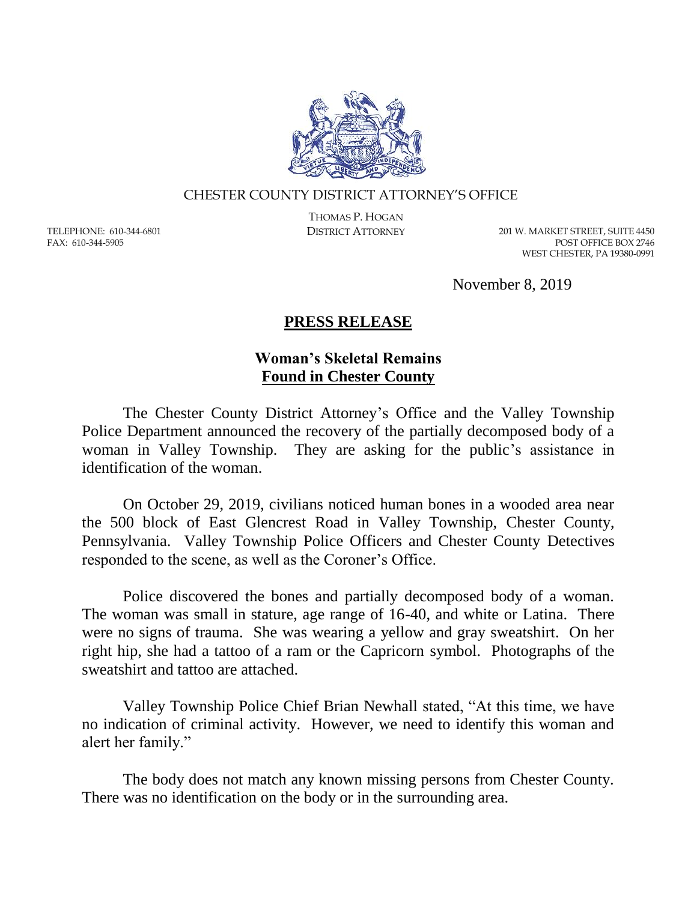CHESTER COUNTY DISTRICT ATTORNEY'S OFFICE

THOMAS P. HOGAN
DISTRICT ATTORNEY

TELEPHONE: 610-344-6801
FAX: 610-344-5905

201 W. MARKET STREET, SUITE 4450
POST OFFICE BOX 2746
WEST CHESTER, PA 19380-0991

November 8, 2019

## **PRESS RELEASE**

### **Woman's Skeletal Remains Found in Chester County**

The Chester County District Attorney's Office and the Valley Township Police Department announced the recovery of the partially decomposed body of a woman in Valley Township. They are asking for the public's assistance in identification of the woman.

On October 29, 2019, civilians noticed human bones in a wooded area near the 500 block of East Glencrest Road in Valley Township, Chester County, Pennsylvania. Valley Township Police Officers and Chester County Detectives responded to the scene, as well as the Coroner's Office.

Police discovered the bones and partially decomposed body of a woman. The woman was small in stature, age range of 16-40, and white or Latina. There were no signs of trauma. She was wearing a yellow and gray sweatshirt. On her right hip, she had a tattoo of a ram or the Capricorn symbol. Photographs of the sweatshirt and tattoo are attached.

Valley Township Police Chief Brian Newhall stated, "At this time, we have no indication of criminal activity. However, we need to identify this woman and alert her family."

The body does not match any known missing persons from Chester County. There was no identification on the body or in the surrounding area.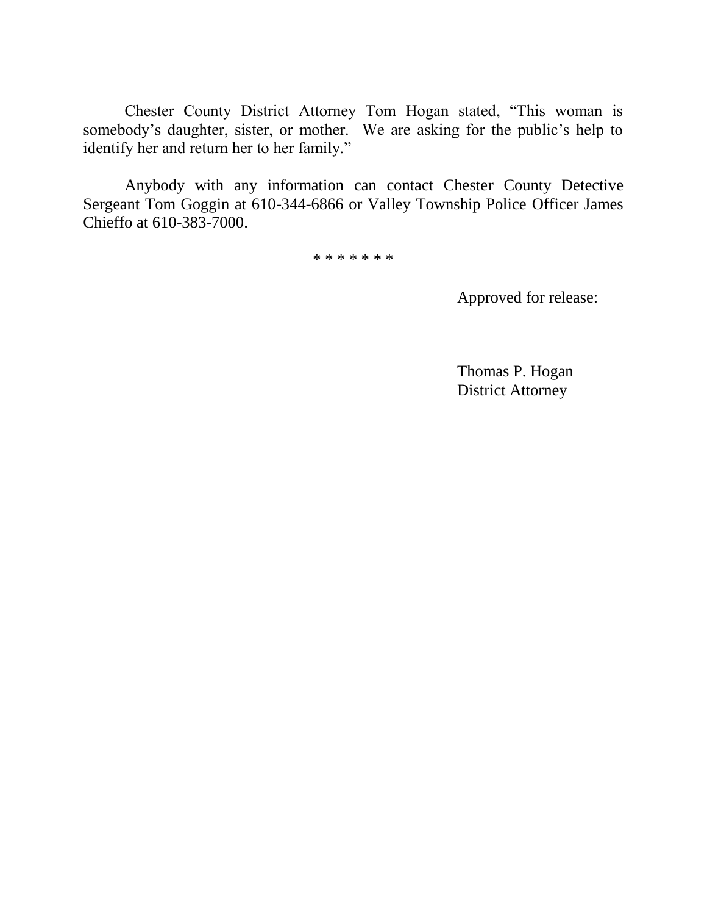Chester County District Attorney Tom Hogan stated, “This woman is somebody’s daughter, sister, or mother. We are asking for the public’s help to identify her and return her to her family.”

Anybody with any information can contact Chester County Detective Sergeant Tom Goggin at 610-344-6866 or Valley Township Police Officer James Chieffo at 610-383-7000.

* * * * * * *

Approved for release:

Thomas P. Hogan
District Attorney